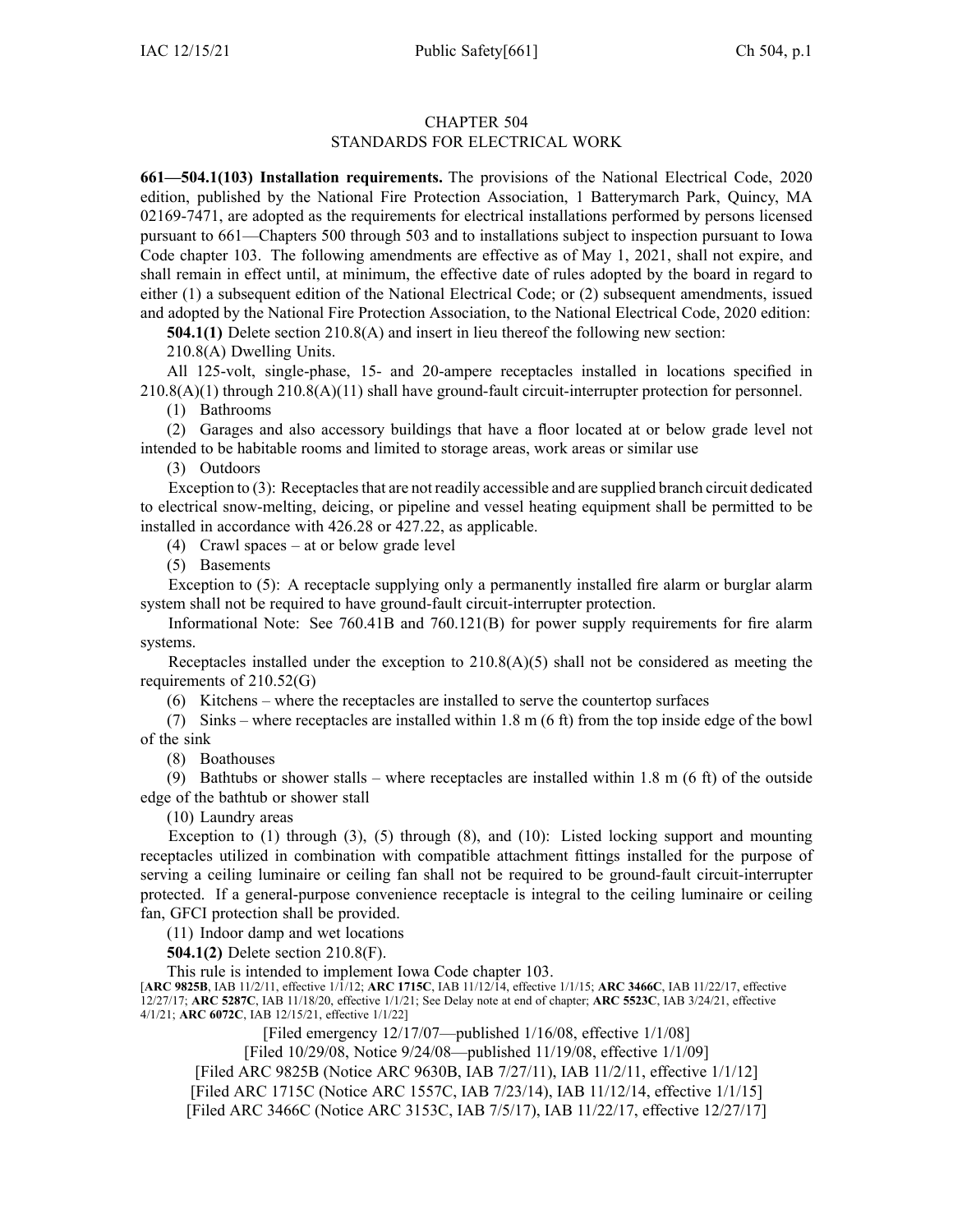# CHAPTER 504
## STANDARDS FOR ELECTRICAL WORK

**661—504.1(103) Installation requirements.** The provisions of the National Electrical Code, 2020 edition, published by the National Fire Protection Association, 1 Batterymarch Park, Quincy, MA 02169-7471, are adopted as the requirements for electrical installations performed by persons licensed pursuant to 661—Chapters 500 through 503 and to installations subject to inspection pursuant to Iowa Code chapter 103. The following amendments are effective as of May 1, 2021, shall not expire, and shall remain in effect until, at minimum, the effective date of rules adopted by the board in regard to either (1) a subsequent edition of the National Electrical Code; or (2) subsequent amendments, issued and adopted by the National Fire Protection Association, to the National Electrical Code, 2020 edition:

**504.1(1)** Delete section 210.8(A) and insert in lieu thereof the following new section:

210.8(A) Dwelling Units.

All 125-volt, single-phase, 15- and 20-ampere receptacles installed in locations specified in 210.8(A)(1) through 210.8(A)(11) shall have ground-fault circuit-interrupter protection for personnel.

(1) Bathrooms

(2) Garages and also accessory buildings that have a floor located at or below grade level not intended to be habitable rooms and limited to storage areas, work areas or similar use

(3) Outdoors

Exception to (3): Receptacles that are not readily accessible and are supplied branch circuit dedicated to electrical snow-melting, deicing, or pipeline and vessel heating equipment shall be permitted to be installed in accordance with 426.28 or 427.22, as applicable.

(4) Crawl spaces – at or below grade level

(5) Basements

Exception to (5): A receptacle supplying only a permanently installed fire alarm or burglar alarm system shall not be required to have ground-fault circuit-interrupter protection.

Informational Note: See 760.41B and 760.121(B) for power supply requirements for fire alarm systems.

Receptacles installed under the exception to 210.8(A)(5) shall not be considered as meeting the requirements of 210.52(G)

(6) Kitchens – where the receptacles are installed to serve the countertop surfaces

(7) Sinks – where receptacles are installed within 1.8 m (6 ft) from the top inside edge of the bowl of the sink

(8) Boathouses

(9) Bathtubs or shower stalls – where receptacles are installed within 1.8 m (6 ft) of the outside edge of the bathtub or shower stall

(10) Laundry areas

Exception to (1) through (3), (5) through (8), and (10): Listed locking support and mounting receptacles utilized in combination with compatible attachment fittings installed for the purpose of serving a ceiling luminaire or ceiling fan shall not be required to be ground-fault circuit-interrupter protected. If a general-purpose convenience receptacle is integral to the ceiling luminaire or ceiling fan, GFCI protection shall be provided.

(11) Indoor damp and wet locations

**504.1(2)** Delete section 210.8(F).

This rule is intended to implement Iowa Code chapter 103.

[**ARC 9825B**, IAB 11/2/11, effective 1/1/12; **ARC 1715C**, IAB 11/12/14, effective 1/1/15; **ARC 3466C**, IAB 11/22/17, effective 12/27/17; **ARC 5287C**, IAB 11/18/20, effective 1/1/21; See Delay note at end of chapter; **ARC 5523C**, IAB 3/24/21, effective 4/1/21; **ARC 6072C**, IAB 12/15/21, effective 1/1/22]

[Filed emergency 12/17/07—published 1/16/08, effective 1/1/08]

[Filed 10/29/08, Notice 9/24/08—published 11/19/08, effective 1/1/09]

[Filed ARC 9825B (Notice ARC 9630B, IAB 7/27/11), IAB 11/2/11, effective 1/1/12]

[Filed ARC 1715C (Notice ARC 1557C, IAB 7/23/14), IAB 11/12/14, effective 1/1/15]

[Filed ARC 3466C (Notice ARC 3153C, IAB 7/5/17), IAB 11/22/17, effective 12/27/17]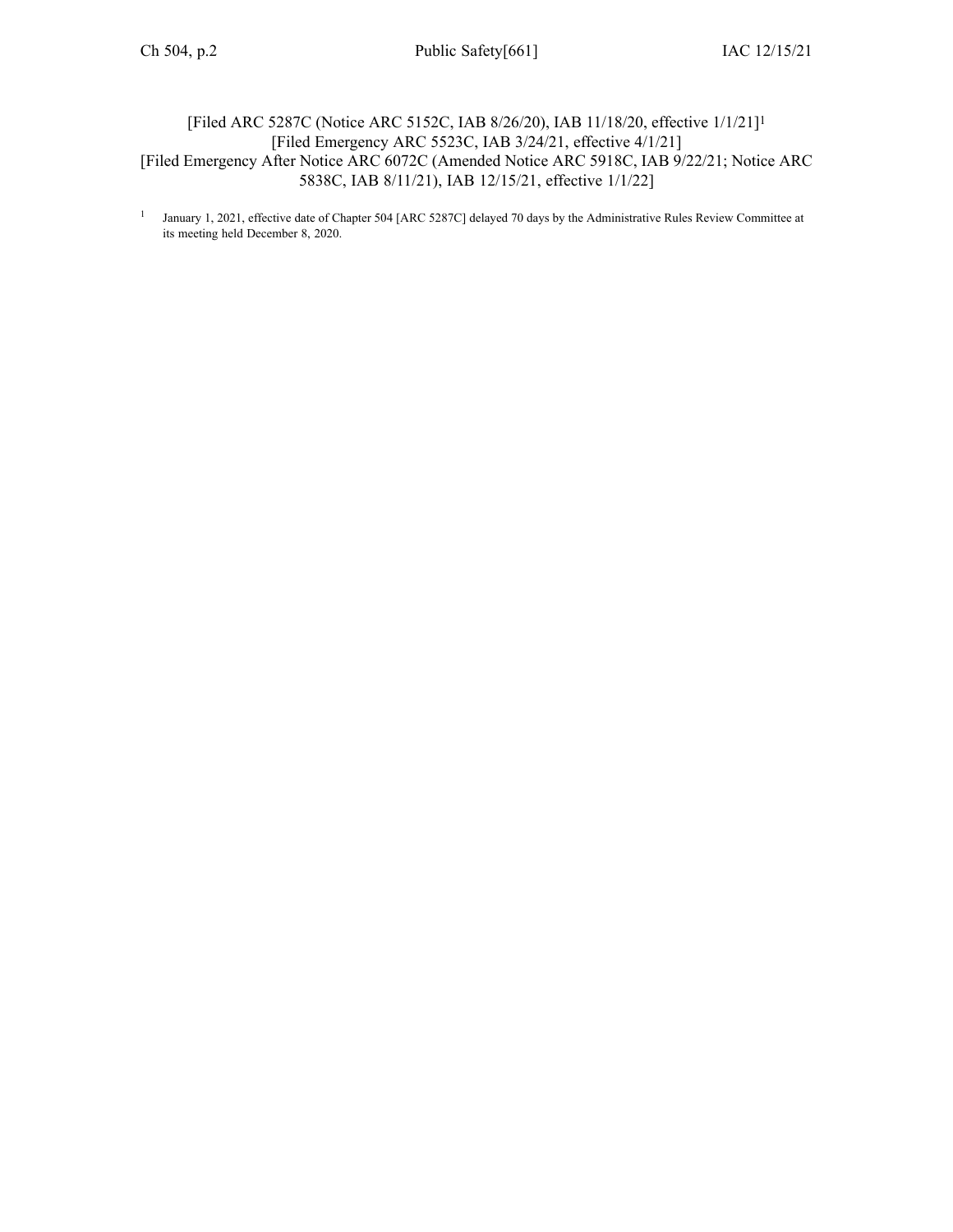[Filed ARC 5287C (Notice ARC 5152C, IAB 8/26/20), IAB 11/18/20, effective 1/1/21][1]
[Filed Emergency ARC 5523C, IAB 3/24/21, effective 4/1/21]
[Filed Emergency After Notice ARC 6072C (Amended Notice ARC 5918C, IAB 9/22/21; Notice ARC 5838C, IAB 8/11/21), IAB 12/15/21, effective 1/1/22]

[1] January 1, 2021, effective date of Chapter 504 [ARC 5287C] delayed 70 days by the Administrative Rules Review Committee at its meeting held December 8, 2020.